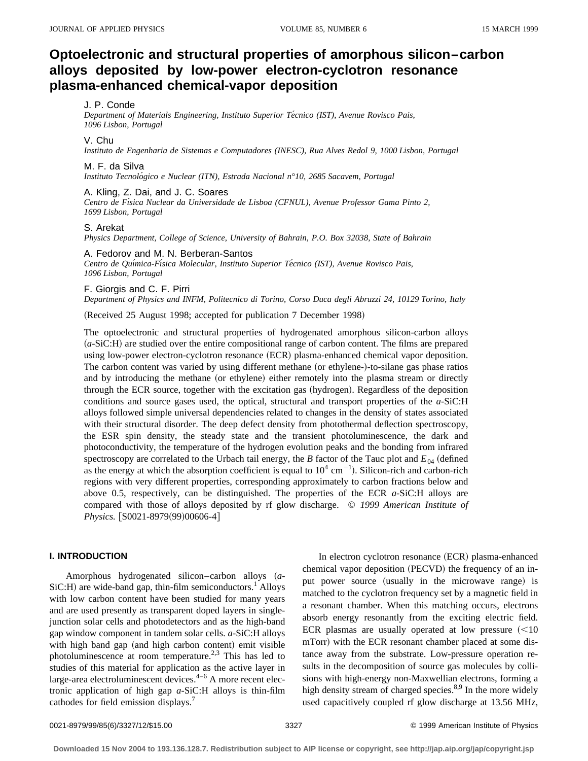# Optoelectronic and structural properties of amorphous silicon–carbon alloys deposited by low-power electron-cyclotron resonance plasma-enhanced chemical-vapor deposition

J. P. Conde
*Department of Materials Engineering, Instituto Superior Técnico (IST), Avenue Rovisco Pais, 1096 Lisbon, Portugal*

V. Chu
*Instituto de Engenharia de Sistemas e Computadores (INESC), Rua Alves Redol 9, 1000 Lisbon, Portugal*

M. F. da Silva
*Instituto Tecnológico e Nuclear (ITN), Estrada Nacional n°10, 2685 Sacavem, Portugal*

A. Kling, Z. Dai, and J. C. Soares
*Centro de Física Nuclear da Universidade de Lisboa (CFNUL), Avenue Professor Gama Pinto 2, 1699 Lisbon, Portugal*

S. Arekat
*Physics Department, College of Science, University of Bahrain, P.O. Box 32038, State of Bahrain*

A. Fedorov and M. N. Berberan-Santos
*Centro de Química-Física Molecular, Instituto Superior Técnico (IST), Avenue Rovisco Pais, 1096 Lisbon, Portugal*

F. Giorgis and C. F. Pirri
*Department of Physics and INFM, Politecnico di Torino, Corso Duca degli Abruzzi 24, 10129 Torino, Italy*

(Received 25 August 1998; accepted for publication 7 December 1998)

The optoelectronic and structural properties of hydrogenated amorphous silicon-carbon alloys (*a*-SiC:H) are studied over the entire compositional range of carbon content. The films are prepared using low-power electron-cyclotron resonance (ECR) plasma-enhanced chemical vapor deposition. The carbon content was varied by using different methane (or ethylene-)-to-silane gas phase ratios and by introducing the methane (or ethylene) either remotely into the plasma stream or directly through the ECR source, together with the excitation gas (hydrogen). Regardless of the deposition conditions and source gases used, the optical, structural and transport properties of the *a*-SiC:H alloys followed simple universal dependencies related to changes in the density of states associated with their structural disorder. The deep defect density from photothermal deflection spectroscopy, the ESR spin density, the steady state and the transient photoluminescence, the dark and photoconductivity, the temperature of the hydrogen evolution peaks and the bonding from infrared spectroscopy are correlated to the Urbach tail energy, the $B$ factor of the Tauc plot and $E_{04}$ (defined as the energy at which the absorption coefficient is equal to $10^4$ cm$^{-1}$). Silicon-rich and carbon-rich regions with very different properties, corresponding approximately to carbon fractions below and above 0.5, respectively, can be distinguished. The properties of the ECR *a*-SiC:H alloys are compared with those of alloys deposited by rf glow discharge. © *1999 American Institute of Physics.* [S0021-8979(99)00606-4]

## I. INTRODUCTION

Amorphous hydrogenated silicon–carbon alloys (*a*-SiC:H) are wide-band gap, thin-film semiconductors.[1] Alloys with low carbon content have been studied for many years and are used presently as transparent doped layers in single-junction solar cells and photodetectors and as the high-band gap window component in tandem solar cells. *a*-SiC:H alloys with high band gap (and high carbon content) emit visible photoluminescence at room temperature.[2,3] This has led to studies of this material for application as the active layer in large-area electroluminescent devices.[4–6] A more recent electronic application of high gap *a*-SiC:H alloys is thin-film cathodes for field emission displays.[7]

In electron cyclotron resonance (ECR) plasma-enhanced chemical vapor deposition (PECVD) the frequency of an input power source (usually in the microwave range) is matched to the cyclotron frequency set by a magnetic field in a resonant chamber. When this matching occurs, electrons absorb energy resonantly from the exciting electric field. ECR plasmas are usually operated at low pressure (<10 mTorr) with the ECR resonant chamber placed at some distance away from the substrate. Low-pressure operation results in the decomposition of source gas molecules by collisions with high-energy non-Maxwellian electrons, forming a high density stream of charged species.[8,9] In the more widely used capacitively coupled rf glow discharge at 13.56 MHz,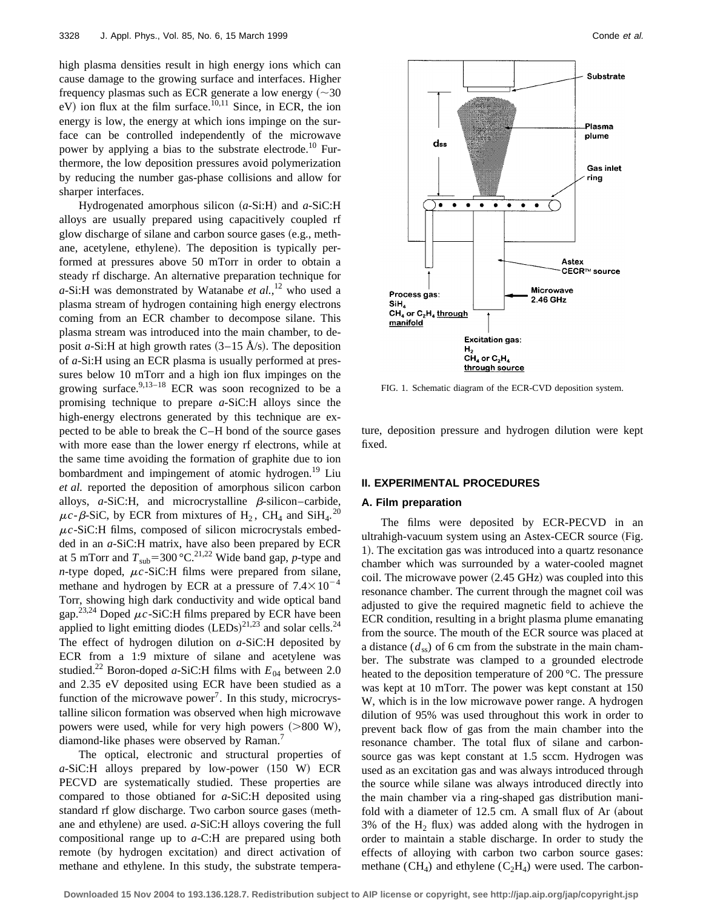high plasma densities result in high energy ions which can cause damage to the growing surface and interfaces. Higher frequency plasmas such as ECR generate a low energy (~30 eV) ion flux at the film surface.[10,11] Since, in ECR, the ion energy is low, the energy at which ions impinge on the surface can be controlled independently of the microwave power by applying a bias to the substrate electrode.[10] Furthermore, the low deposition pressures avoid polymerization by reducing the number gas-phase collisions and allow for sharper interfaces.

Hydrogenated amorphous silicon (*a*-Si:H) and *a*-SiC:H alloys are usually prepared using capacitively coupled rf glow discharge of silane and carbon source gases (e.g., methane, acetylene, ethylene). The deposition is typically performed at pressures above 50 mTorr in order to obtain a steady rf discharge. An alternative preparation technique for *a*-Si:H was demonstrated by Watanabe *et al.*,[12] who used a plasma stream of hydrogen containing high energy electrons coming from an ECR chamber to decompose silane. This plasma stream was introduced into the main chamber, to deposit *a*-Si:H at high growth rates (3–15 Å/s). The deposition of *a*-Si:H using an ECR plasma is usually performed at pressures below 10 mTorr and a high ion flux impinges on the growing surface.[9,13–18] ECR was soon recognized to be a promising technique to prepare *a*-SiC:H alloys since the high-energy electrons generated by this technique are expected to be able to break the C–H bond of the source gases with more ease than the lower energy rf electrons, while at the same time avoiding the formation of graphite due to ion bombardment and impingement of atomic hydrogen.[19] Liu *et al.* reported the deposition of amorphous silicon carbon alloys, *a*-SiC:H, and microcrystalline $\beta$-silicon–carbide, $\mu c$-$\beta$-SiC, by ECR from mixtures of $H_2$, $CH_4$ and $SiH_4$.[20] $\mu c$-SiC:H films, composed of silicon microcrystals embedded in an *a*-SiC:H matrix, have also been prepared by ECR at 5 mTorr and $T_{sub}$=300 °C.[21,22] Wide band gap, *p*-type and *n*-type doped, $\mu c$-SiC:H films were prepared from silane, methane and hydrogen by ECR at a pressure of $7.4\times10^{-4}$ Torr, showing high dark conductivity and wide optical band gap.[23,24] Doped $\mu c$-SiC:H films prepared by ECR have been applied to light emitting diodes (LEDs)[21,23] and solar cells.[24] The effect of hydrogen dilution on *a*-SiC:H deposited by ECR from a 1:9 mixture of silane and acetylene was studied.[22] Boron-doped *a*-SiC:H films with $E_{04}$ between 2.0 and 2.35 eV deposited using ECR have been studied as a function of the microwave power[7]. In this study, microcrystalline silicon formation was observed when high microwave powers were used, while for very high powers (>800 W), diamond-like phases were observed by Raman.[7]

The optical, electronic and structural properties of *a*-SiC:H alloys prepared by low-power (150 W) ECR PECVD are systematically studied. These properties are compared to those obtianed for *a*-SiC:H deposited using standard rf glow discharge. Two carbon source gases (methane and ethylene) are used. *a*-SiC:H alloys covering the full compositional range up to *a*-C:H are prepared using both remote (by hydrogen excitation) and direct activation of methane and ethylene. In this study, the substrate temperature, deposition pressure and hydrogen dilution were kept fixed.

FIG. 1. Schematic diagram of the ECR-CVD deposition system.

## II. EXPERIMENTAL PROCEDURES

### A. Film preparation

The films were deposited by ECR-PECVD in an ultrahigh-vacuum system using an Astex-CECR source (Fig. 1). The excitation gas was introduced into a quartz resonance chamber which was surrounded by a water-cooled magnet coil. The microwave power (2.45 GHz) was coupled into this resonance chamber. The current through the magnet coil was adjusted to give the required magnetic field to achieve the ECR condition, resulting in a bright plasma plume emanating from the source. The mouth of the ECR source was placed at a distance ($d_{ss}$) of 6 cm from the substrate in the main chamber. The substrate was clamped to a grounded electrode heated to the deposition temperature of 200 °C. The pressure was kept at 10 mTorr. The power was kept constant at 150 W, which is in the low microwave power range. A hydrogen dilution of 95% was used throughout this work in order to prevent back flow of gas from the main chamber into the resonance chamber. The total flux of silane and carbon-source gas was kept constant at 1.5 sccm. Hydrogen was used as an excitation gas and was always introduced through the source while silane was always introduced directly into the main chamber via a ring-shaped gas distribution manifold with a diameter of 12.5 cm. A small flux of Ar (about 3% of the $H_2$ flux) was added along with the hydrogen in order to maintain a stable discharge. In order to study the effects of alloying with carbon two carbon source gases: methane ($CH_4$) and ethylene ($C_2H_4$) were used. The carbon-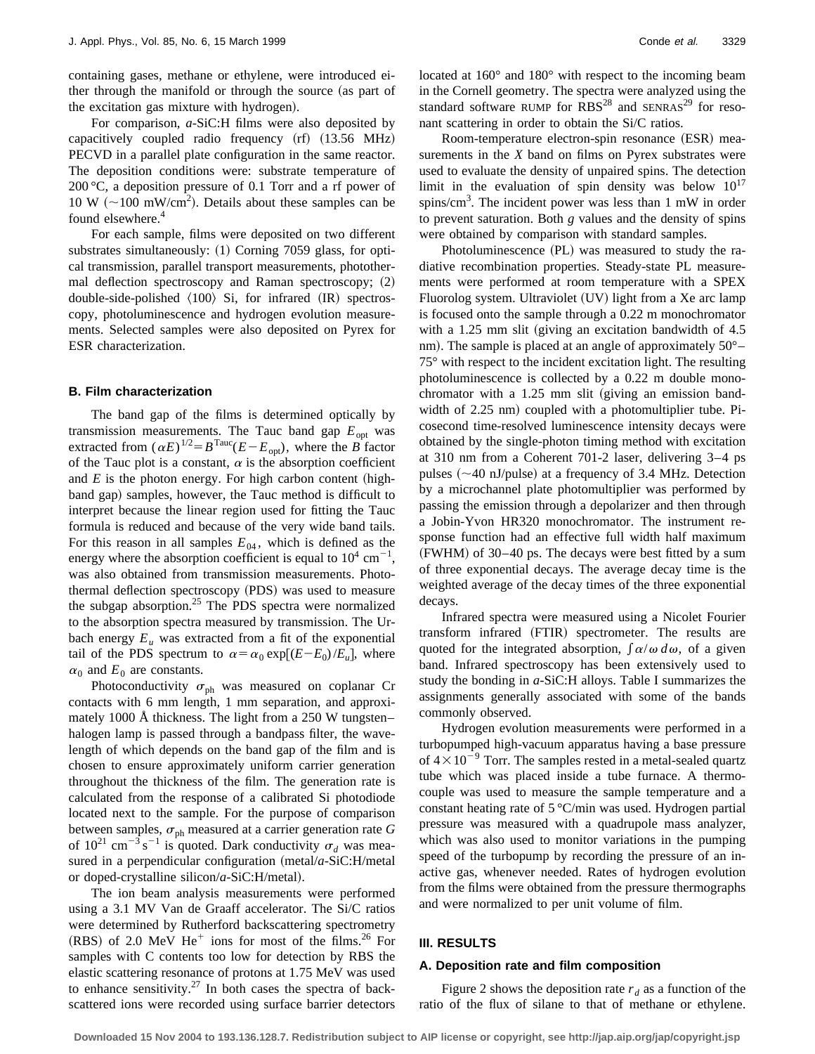containing gases, methane or ethylene, were introduced either through the manifold or through the source (as part of the excitation gas mixture with hydrogen).

For comparison, *a*-SiC:H films were also deposited by capacitively coupled radio frequency (rf) (13.56 MHz) PECVD in a parallel plate configuration in the same reactor. The deposition conditions were: substrate temperature of 200 °C, a deposition pressure of 0.1 Torr and a rf power of 10 W (~100 mW/cm$^2$). Details about these samples can be found elsewhere.[4]

For each sample, films were deposited on two different substrates simultaneously: (1) Corning 7059 glass, for optical transmission, parallel transport measurements, photothermal deflection spectroscopy and Raman spectroscopy; (2) double-side-polished ⟨100⟩ Si, for infrared (IR) spectroscopy, photoluminescence and hydrogen evolution measurements. Selected samples were also deposited on Pyrex for ESR characterization.

### B. Film characterization

The band gap of the films is determined optically by transmission measurements. The Tauc band gap $E_{\mathrm{opt}}$ was extracted from $(\alpha E)^{1/2} = B^{\mathrm{Tauc}}(E - E_{\mathrm{opt}})$, where the $B$ factor of the Tauc plot is a constant, $\alpha$ is the absorption coefficient and $E$ is the photon energy. For high carbon content (high-band gap) samples, however, the Tauc method is difficult to interpret because the linear region used for fitting the Tauc formula is reduced and because of the very wide band tails. For this reason in all samples $E_{04}$, which is defined as the energy where the absorption coefficient is equal to $10^4$ cm$^{-1}$, was also obtained from transmission measurements. Photothermal deflection spectroscopy (PDS) was used to measure the subgap absorption.[25] The PDS spectra were normalized to the absorption spectra measured by transmission. The Urbach energy $E_u$ was extracted from a fit of the exponential tail of the PDS spectrum to $\alpha = \alpha_0 \exp[(E - E_0)/E_u]$, where $\alpha_0$ and $E_0$ are constants.

Photoconductivity $\sigma_{\mathrm{ph}}$ was measured on coplanar Cr contacts with 6 mm length, 1 mm separation, and approximately 1000 Å thickness. The light from a 250 W tungsten–halogen lamp is passed through a bandpass filter, the wavelength of which depends on the band gap of the film and is chosen to ensure approximately uniform carrier generation throughout the thickness of the film. The generation rate is calculated from the response of a calibrated Si photodiode located next to the sample. For the purpose of comparison between samples, $\sigma_{\mathrm{ph}}$ measured at a carrier generation rate $G$ of $10^{21}$ cm$^{-3}$ s$^{-1}$ is quoted. Dark conductivity $\sigma_d$ was measured in a perpendicular configuration (metal/*a*-SiC:H/metal or doped-crystalline silicon/*a*-SiC:H/metal).

The ion beam analysis measurements were performed using a 3.1 MV Van de Graaff accelerator. The Si/C ratios were determined by Rutherford backscattering spectrometry (RBS) of 2.0 MeV He$^+$ ions for most of the films.[26] For samples with C contents too low for detection by RBS the elastic scattering resonance of protons at 1.75 MeV was used to enhance sensitivity.[27] In both cases the spectra of backscattered ions were recorded using surface barrier detectors located at 160° and 180° with respect to the incoming beam in the Cornell geometry. The spectra were analyzed using the standard software RUMP for RBS[28] and SENRAS[29] for resonant scattering in order to obtain the Si/C ratios.

Room-temperature electron-spin resonance (ESR) measurements in the *X* band on films on Pyrex substrates were used to evaluate the density of unpaired spins. The detection limit in the evaluation of spin density was below $10^{17}$ spins/cm$^3$. The incident power was less than 1 mW in order to prevent saturation. Both *g* values and the density of spins were obtained by comparison with standard samples.

Photoluminescence (PL) was measured to study the radiative recombination properties. Steady-state PL measurements were performed at room temperature with a SPEX Fluorolog system. Ultraviolet (UV) light from a Xe arc lamp is focused onto the sample through a 0.22 m monochromator with a 1.25 mm slit (giving an excitation bandwidth of 4.5 nm). The sample is placed at an angle of approximately 50°–75° with respect to the incident excitation light. The resulting photoluminescence is collected by a 0.22 m double monochromator with a 1.25 mm slit (giving an emission bandwidth of 2.25 nm) coupled with a photomultiplier tube. Picosecond time-resolved luminescence intensity decays were obtained by the single-photon timing method with excitation at 310 nm from a Coherent 701-2 laser, delivering 3–4 ps pulses (~40 nJ/pulse) at a frequency of 3.4 MHz. Detection by a microchannel plate photomultiplier was performed by passing the emission through a depolarizer and then through a Jobin-Yvon HR320 monochromator. The instrument response function had an effective full width half maximum (FWHM) of 30–40 ps. The decays were best fitted by a sum of three exponential decays. The average decay time is the weighted average of the decay times of the three exponential decays.

Infrared spectra were measured using a Nicolet Fourier transform infrared (FTIR) spectrometer. The results are quoted for the integrated absorption, $\int \alpha/\omega \, d\omega$, of a given band. Infrared spectroscopy has been extensively used to study the bonding in *a*-SiC:H alloys. Table I summarizes the assignments generally associated with some of the bands commonly observed.

Hydrogen evolution measurements were performed in a turbopumped high-vacuum apparatus having a base pressure of $4 \times 10^{-9}$ Torr. The samples rested in a metal-sealed quartz tube which was placed inside a tube furnace. A thermocouple was used to measure the sample temperature and a constant heating rate of 5 °C/min was used. Hydrogen partial pressure was measured with a quadrupole mass analyzer, which was also used to monitor variations in the pumping speed of the turbopump by recording the pressure of an inactive gas, whenever needed. Rates of hydrogen evolution from the films were obtained from the pressure thermographs and were normalized to per unit volume of film.

## III. RESULTS

### A. Deposition rate and film composition

Figure 2 shows the deposition rate $r_d$ as a function of the ratio of the flux of silane to that of methane or ethylene.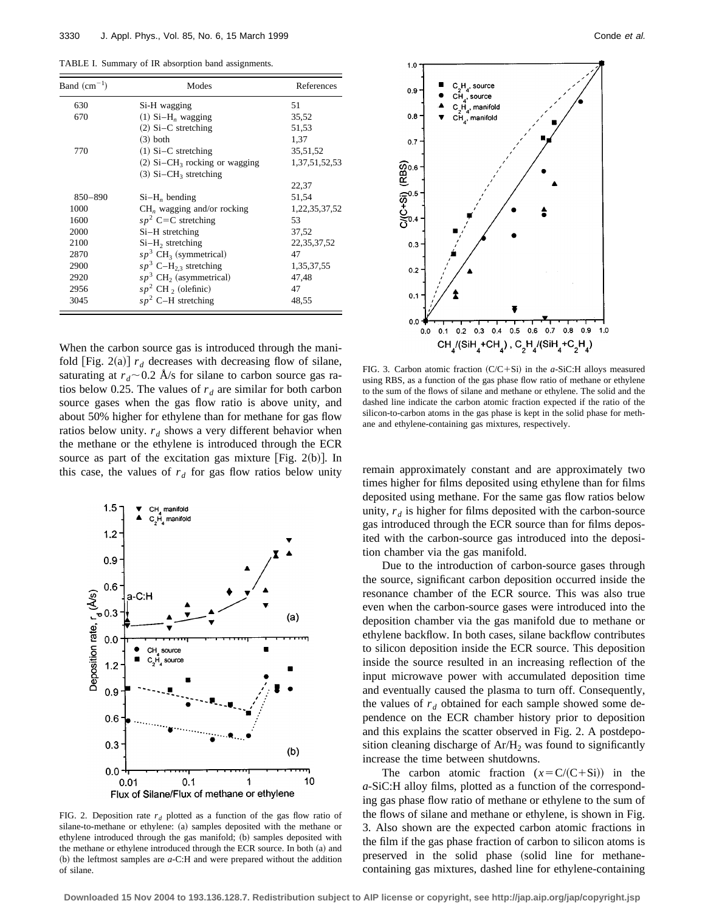TABLE I. Summary of IR absorption band assignments.

| Band ($cm^{-1}$) | Modes | References |
|---|---|---|
| 630 | Si-H wagging | 51 |
| 670 | (1) Si–$H_n$ wagging | 35,52 |
| | (2) Si–C stretching | 51,53 |
| | (3) both | 1,37 |
| 770 | (1) Si–C stretching | 35,51,52 |
| | (2) Si–$CH_3$ rocking or wagging | 1,37,51,52,53 |
| | (3) Si–$CH_3$ stretching | |
| | | 22,37 |
| 850–890 | Si–$H_n$ bending | 51,54 |
| 1000 | $CH_n$ wagging and/or rocking | 1,22,35,37,52 |
| 1600 | $sp^2$ C=C stretching | 53 |
| 2000 | Si–H stretching | 37,52 |
| 2100 | Si–$H_2$ stretching | 22,35,37,52 |
| 2870 | $sp^3$ $CH_3$ (symmetrical) | 47 |
| 2900 | $sp^3$ C–$H_{2,3}$ stretching | 1,35,37,55 |
| 2920 | $sp^3$ $CH_2$ (asymmetrical) | 47,48 |
| 2956 | $sp^2$ $CH_2$ (olefinic) | 47 |
| 3045 | $sp^2$ C–H stretching | 48,55 |

When the carbon source gas is introduced through the manifold [Fig. 2(a)] $r_d$ decreases with decreasing flow of silane, saturating at $r_d \sim 0.2$ Å/s for silane to carbon source gas ratios below 0.25. The values of $r_d$ are similar for both carbon source gases when the gas flow ratio is above unity, and about 50% higher for ethylene than for methane for gas flow ratios below unity. $r_d$ shows a very different behavior when the methane or the ethylene is introduced through the ECR source as part of the excitation gas mixture [Fig. 2(b)]. In this case, the values of $r_d$ for gas flow ratios below unity remain approximately constant and are approximately two times higher for films deposited using ethylene than for films deposited using methane. For the same gas flow ratios below unity, $r_d$ is higher for films deposited with the carbon-source gas introduced through the ECR source than for films deposited with the carbon-source gas introduced into the deposition chamber via the gas manifold.

FIG. 2. Deposition rate $r_d$ plotted as a function of the gas flow ratio of silane-to-methane or ethylene: (a) samples deposited with the methane or ethylene introduced through the gas manifold; (b) samples deposited with the methane or ethylene introduced through the ECR source. In both (a) and (b) the leftmost samples are *a*-C:H and were prepared without the addition of silane.

FIG. 3. Carbon atomic fraction (C/C+Si) in the *a*-SiC:H alloys measured using RBS, as a function of the gas phase flow ratio of methane or ethylene to the sum of the flows of silane and methane or ethylene. The solid and the dashed line indicate the carbon atomic fraction expected if the ratio of the silicon-to-carbon atoms in the gas phase is kept in the solid phase for methane and ethylene-containing gas mixtures, respectively.

Due to the introduction of carbon-source gases through the source, significant carbon deposition occurred inside the resonance chamber of the ECR source. This was also true even when the carbon-source gases were introduced into the deposition chamber via the gas manifold due to methane or ethylene backflow. In both cases, silane backflow contributes to silicon deposition inside the ECR source. This deposition inside the source resulted in an increasing reflection of the input microwave power with accumulated deposition time and eventually caused the plasma to turn off. Consequently, the values of $r_d$ obtained for each sample showed some dependence on the ECR chamber history prior to deposition and this explains the scatter observed in Fig. 2. A postdeposition cleaning discharge of Ar/$H_2$ was found to significantly increase the time between shutdowns.

The carbon atomic fraction ($x = C/(C+Si)$) in the *a*-SiC:H alloy films, plotted as a function of the corresponding gas phase flow ratio of methane or ethylene to the sum of the flows of silane and methane or ethylene, is shown in Fig. 3. Also shown are the expected carbon atomic fractions in the film if the gas phase fraction of carbon to silicon atoms is preserved in the solid phase (solid line for methane-containing gas mixtures, dashed line for ethylene-containing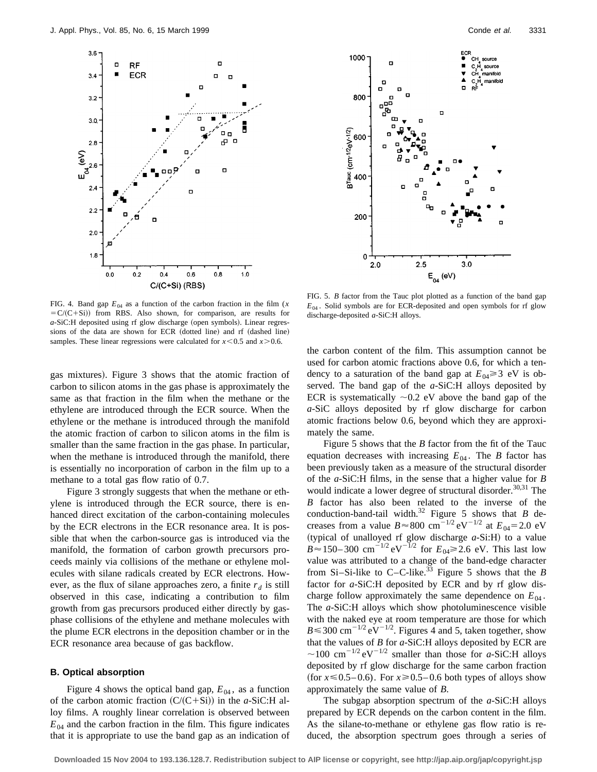FIG. 4. Band gap $E_{04}$ as a function of the carbon fraction in the film ($x = C/(C+Si)$) from RBS. Also shown, for comparison, are results for *a*-SiC:H deposited using rf glow discharge (open symbols). Linear regressions of the data are shown for ECR (dotted line) and rf (dashed line) samples. These linear regressions were calculated for $x<0.5$ and $x>0.6$.

FIG. 5. *B* factor from the Tauc plot plotted as a function of the band gap $E_{04}$. Solid symbols are for ECR-deposited and open symbols for rf glow discharge-deposited *a*-SiC:H alloys.

gas mixtures). Figure 3 shows that the atomic fraction of carbon to silicon atoms in the gas phase is approximately the same as that fraction in the film when the methane or the ethylene are introduced through the ECR source. When the ethylene or the methane is introduced through the manifold the atomic fraction of carbon to silicon atoms in the film is smaller than the same fraction in the gas phase. In particular, when the methane is introduced through the manifold, there is essentially no incorporation of carbon in the film up to a methane to a total gas flow ratio of 0.7.

Figure 3 strongly suggests that when the methane or ethylene is introduced through the ECR source, there is enhanced direct excitation of the carbon-containing molecules by the ECR electrons in the ECR resonance area. It is possible that when the carbon-source gas is introduced via the manifold, the formation of carbon growth precursors proceeds mainly via collisions of the methane or ethylene molecules with silane radicals created by ECR electrons. However, as the flux of silane approaches zero, a finite $r_d$ is still observed in this case, indicating a contribution to film growth from gas precursors produced either directly by gas-phase collisions of the ethylene and methane molecules with the plume ECR electrons in the deposition chamber or in the ECR resonance area because of gas backflow.

### B. Optical absorption

Figure 4 shows the optical band gap, $E_{04}$, as a function of the carbon atomic fraction $(C/(C+Si))$ in the *a*-SiC:H alloy films. A roughly linear correlation is observed between $E_{04}$ and the carbon fraction in the film. This figure indicates that it is appropriate to use the band gap as an indication of the carbon content of the film. This assumption cannot be used for carbon atomic fractions above 0.6, for which a tendency to a saturation of the band gap at $E_{04} \geq 3$ eV is observed. The band gap of the *a*-SiC:H alloys deposited by ECR is systematically $\sim 0.2$ eV above the band gap of the *a*-SiC alloys deposited by rf glow discharge for carbon atomic fractions below 0.6, beyond which they are approximately the same.

Figure 5 shows that the *B* factor from the fit of the Tauc equation decreases with increasing $E_{04}$. The *B* factor has been previously taken as a measure of the structural disorder of the *a*-SiC:H films, in the sense that a higher value for *B* would indicate a lower degree of structural disorder.[30,31] The *B* factor has also been related to the inverse of the conduction-band-tail width.[32] Figure 5 shows that *B* decreases from a value $B \approx 800\ \text{cm}^{-1/2}\,\text{eV}^{-1/2}$ at $E_{04} = 2.0$ eV (typical of unalloyed rf glow discharge *a*-Si:H) to a value $B \approx 150$–$300\ \text{cm}^{-1/2}\,\text{eV}^{-1/2}$ for $E_{04} \geq 2.6$ eV. This last low value was attributed to a change of the band-edge character from Si–Si-like to C–C-like.[33] Figure 5 shows that the *B* factor for *a*-SiC:H deposited by ECR and by rf glow discharge follow approximately the same dependence on $E_{04}$. The *a*-SiC:H alloys which show photoluminescence visible with the naked eye at room temperature are those for which $B \leq 300\ \text{cm}^{-1/2}\,\text{eV}^{-1/2}$. Figures 4 and 5, taken together, show that the values of *B* for *a*-SiC:H alloys deposited by ECR are $\sim 100\ \text{cm}^{-1/2}\,\text{eV}^{-1/2}$ smaller than those for *a*-SiC:H alloys deposited by rf glow discharge for the same carbon fraction ($x \leq 0.5$–$0.6$). For $x \geq 0.5$–$0.6$ both types of alloys show approximately the same value of *B*.

The subgap absorption spectrum of the *a*-SiC:H alloys prepared by ECR depends on the carbon content in the film. As the silane-to-methane or ethylene gas flow ratio is reduced, the absorption spectrum goes through a series of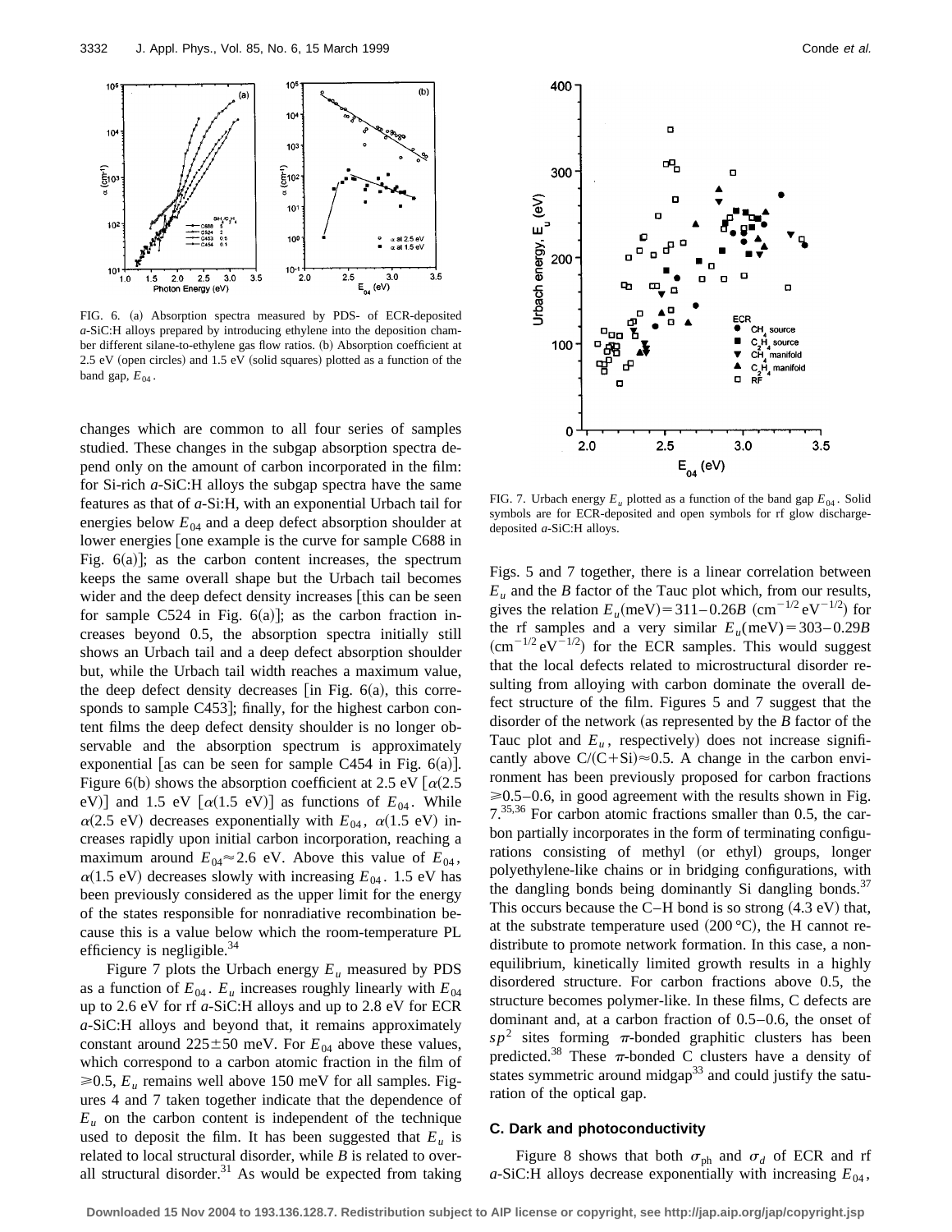FIG. 6. (a) Absorption spectra measured by PDS- of ECR-deposited *a*-SiC:H alloys prepared by introducing ethylene into the deposition chamber different silane-to-ethylene gas flow ratios. (b) Absorption coefficient at 2.5 eV (open circles) and 1.5 eV (solid squares) plotted as a function of the band gap, $E_{04}$.

changes which are common to all four series of samples studied. These changes in the subgap absorption spectra depend only on the amount of carbon incorporated in the film: for Si-rich *a*-SiC:H alloys the subgap spectra have the same features as that of *a*-Si:H, with an exponential Urbach tail for energies below $E_{04}$ and a deep defect absorption shoulder at lower energies [one example is the curve for sample C688 in Fig. 6(a)]; as the carbon content increases, the spectrum keeps the same overall shape but the Urbach tail becomes wider and the deep defect density increases [this can be seen for sample C524 in Fig. 6(a)]; as the carbon fraction increases beyond 0.5, the absorption spectra initially still shows an Urbach tail and a deep defect absorption shoulder but, while the Urbach tail width reaches a maximum value, the deep defect density decreases [in Fig. 6(a), this corresponds to sample C453]; finally, for the highest carbon content films the deep defect density shoulder is no longer observable and the absorption spectrum is approximately exponential [as can be seen for sample C454 in Fig. 6(a)]. Figure 6(b) shows the absorption coefficient at 2.5 eV [$\alpha$(2.5 eV)] and 1.5 eV [$\alpha$(1.5 eV)] as functions of $E_{04}$. While $\alpha$(2.5 eV) decreases exponentially with $E_{04}$, $\alpha$(1.5 eV) increases rapidly upon initial carbon incorporation, reaching a maximum around $E_{04} \approx 2.6$ eV. Above this value of $E_{04}$, $\alpha$(1.5 eV) decreases slowly with increasing $E_{04}$. 1.5 eV has been previously considered as the upper limit for the energy of the states responsible for nonradiative recombination because this is a value below which the room-temperature PL efficiency is negligible.[34]

Figure 7 plots the Urbach energy $E_u$ measured by PDS as a function of $E_{04}$. $E_u$ increases roughly linearly with $E_{04}$ up to 2.6 eV for rf *a*-SiC:H alloys and up to 2.8 eV for ECR *a*-SiC:H alloys and beyond that, it remains approximately constant around 225±50 meV. For $E_{04}$ above these values, which correspond to a carbon atomic fraction in the film of ≥0.5, $E_u$ remains well above 150 meV for all samples. Figures 4 and 7 taken together indicate that the dependence of $E_u$ on the carbon content is independent of the technique used to deposit the film. It has been suggested that $E_u$ is related to local structural disorder, while $B$ is related to overall structural disorder.[31] As would be expected from taking

FIG. 7. Urbach energy $E_u$ plotted as a function of the band gap $E_{04}$. Solid symbols are for ECR-deposited and open symbols for rf glow discharge-deposited *a*-SiC:H alloys.

Figs. 5 and 7 together, there is a linear correlation between $E_u$ and the $B$ factor of the Tauc plot which, from our results, gives the relation $E_u(\text{meV}) = 311 - 0.26B$ $(\text{cm}^{-1/2}\,\text{eV}^{-1/2})$ for the rf samples and a very similar $E_u(\text{meV}) = 303 - 0.29B$ $(\text{cm}^{-1/2}\,\text{eV}^{-1/2})$ for the ECR samples. This would suggest that the local defects related to microstructural disorder resulting from alloying with carbon dominate the overall defect structure of the film. Figures 5 and 7 suggest that the disorder of the network (as represented by the $B$ factor of the Tauc plot and $E_u$, respectively) does not increase significantly above C/(C+Si)≈0.5. A change in the carbon environment has been previously proposed for carbon fractions ≥0.5–0.6, in good agreement with the results shown in Fig. 7.[35,36] For carbon atomic fractions smaller than 0.5, the carbon partially incorporates in the form of terminating configurations consisting of methyl (or ethyl) groups, longer polyethylene-like chains or in bridging configurations, with the dangling bonds being dominantly Si dangling bonds.[37] This occurs because the C–H bond is so strong (4.3 eV) that, at the substrate temperature used (200 °C), the H cannot redistribute to promote network formation. In this case, a nonequilibrium, kinetically limited growth results in a highly disordered structure. For carbon fractions above 0.5, the structure becomes polymer-like. In these films, C defects are dominant and, at a carbon fraction of 0.5–0.6, the onset of $sp^2$ sites forming $\pi$-bonded graphitic clusters has been predicted.[38] These $\pi$-bonded C clusters have a density of states symmetric around midgap[33] and could justify the saturation of the optical gap.

### C. Dark and photoconductivity

Figure 8 shows that both $\sigma_{ph}$ and $\sigma_d$ of ECR and rf *a*-SiC:H alloys decrease exponentially with increasing $E_{04}$,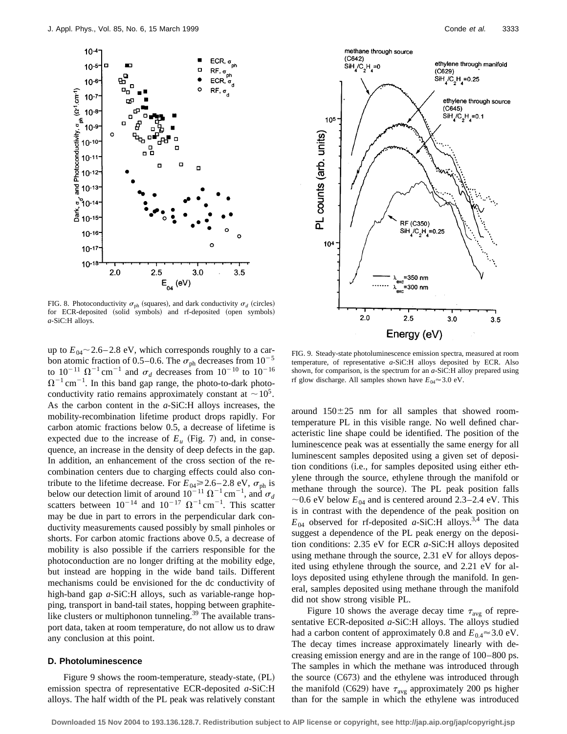FIG. 8. Photoconductivity $\sigma_{ph}$ (squares), and dark conductivity $\sigma_d$ (circles) for ECR-deposited (solid symbols) and rf-deposited (open symbols) *a*-SiC:H alloys.

up to $E_{04} \sim 2.6-2.8$ eV, which corresponds roughly to a carbon atomic fraction of 0.5–0.6. The $\sigma_{ph}$ decreases from $10^{-5}$ to $10^{-11}$ $\Omega^{-1}\,\text{cm}^{-1}$ and $\sigma_d$ decreases from $10^{-10}$ to $10^{-16}$ $\Omega^{-1}\,\text{cm}^{-1}$. In this band gap range, the photo-to-dark photoconductivity ratio remains approximately constant at $\sim 10^5$. As the carbon content in the *a*-SiC:H alloys increases, the mobility-recombination lifetime product drops rapidly. For carbon atomic fractions below 0.5, a decrease of lifetime is expected due to the increase of $E_u$ (Fig. 7) and, in consequence, an increase in the density of deep defects in the gap. In addition, an enhancement of the cross section of the recombination centers due to charging effects could also contribute to the lifetime decrease. For $E_{04} \geq 2.6-2.8$ eV, $\sigma_{ph}$ is below our detection limit of around $10^{-11}$ $\Omega^{-1}\,\text{cm}^{-1}$, and $\sigma_d$ scatters between $10^{-14}$ and $10^{-17}$ $\Omega^{-1}\,\text{cm}^{-1}$. This scatter may be due in part to errors in the perpendicular dark conductivity measurements caused possibly by small pinholes or shorts. For carbon atomic fractions above 0.5, a decrease of mobility is also possible if the carriers responsible for the photoconduction are no longer drifting at the mobility edge, but instead are hopping in the wide band tails. Different mechanisms could be envisioned for the dc conductivity of high-band gap *a*-SiC:H alloys, such as variable-range hopping, transport in band-tail states, hopping between graphite-like clusters or multiphonon tunneling.[39] The available transport data, taken at room temperature, do not allow us to draw any conclusion at this point.

### D. Photoluminescence

Figure 9 shows the room-temperature, steady-state, (PL) emission spectra of representative ECR-deposited *a*-SiC:H alloys. The half width of the PL peak was relatively constant around 150±25 nm for all samples that showed room-temperature PL in this visible range. No well defined characteristic line shape could be identified. The position of the luminescence peak was at essentially the same energy for all luminescent samples deposited using a given set of deposition conditions (i.e., for samples deposited using either ethylene through the source, ethylene through the manifold or methane through the source). The PL peak position falls $\sim 0.6$ eV below $E_{04}$ and is centered around 2.3–2.4 eV. This is in contrast with the dependence of the peak position on $E_{04}$ observed for rf-deposited *a*-SiC:H alloys.[3,4] The data suggest a dependence of the PL peak energy on the deposition conditions: 2.35 eV for ECR *a*-SiC:H alloys deposited using methane through the source, 2.31 eV for alloys deposited using ethylene through the source, and 2.21 eV for alloys deposited using ethylene through the manifold. In general, samples deposited using methane through the manifold did not show strong visible PL.

FIG. 9. Steady-state photoluminescence emission spectra, measured at room temperature, of representative *a*-SiC:H alloys deposited by ECR. Also shown, for comparison, is the spectrum for an *a*-SiC:H alloy prepared using rf glow discharge. All samples shown have $E_{04} \approx 3.0$ eV.

Figure 10 shows the average decay time $\tau_{avg}$ of representative ECR-deposited *a*-SiC:H alloys. The alloys studied had a carbon content of approximately 0.8 and $E_{0.4} \approx 3.0$ eV. The decay times increase approximately linearly with decreasing emission energy and are in the range of 100–800 ps. The samples in which the methane was introduced through the source (C673) and the ethylene was introduced through the manifold (C629) have $\tau_{avg}$ approximately 200 ps higher than for the sample in which the ethylene was introduced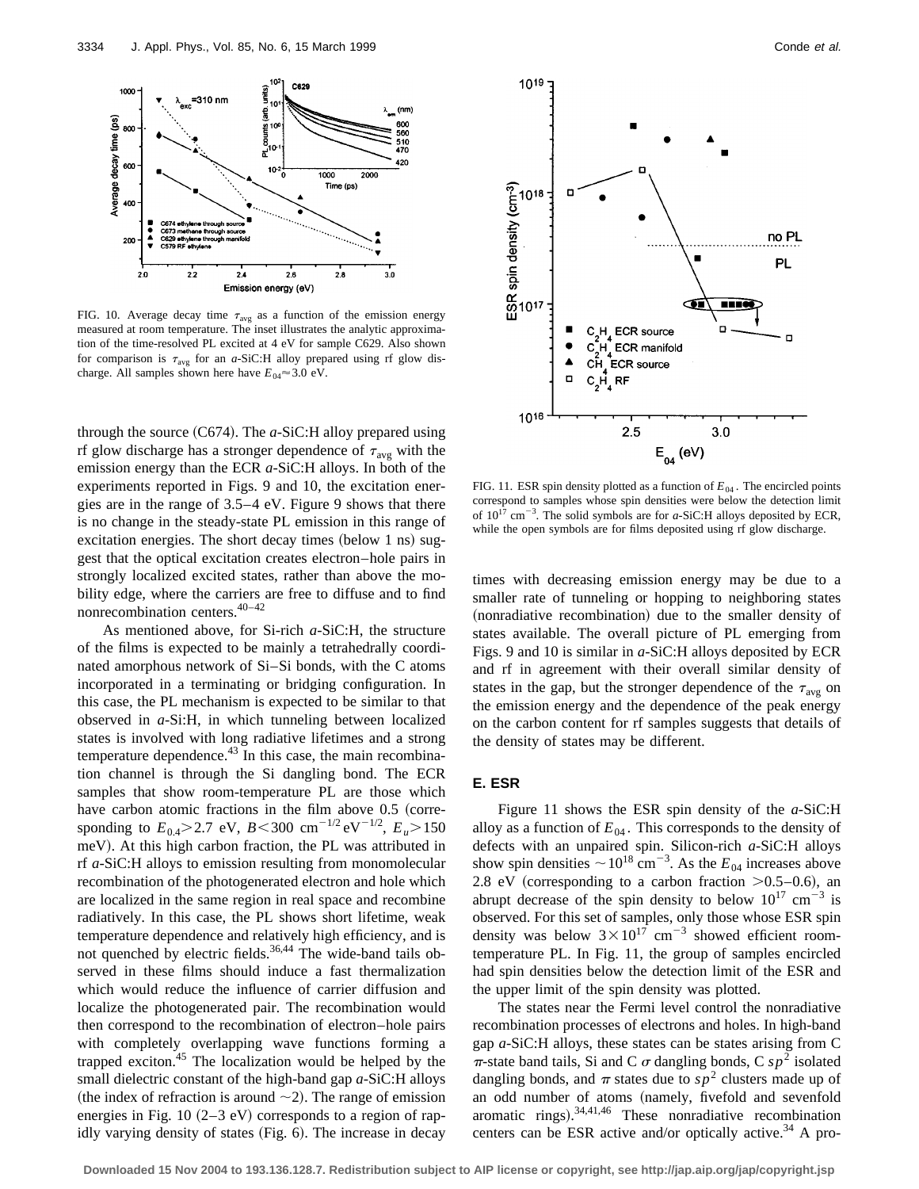FIG. 10. Average decay time $\tau_{avg}$ as a function of the emission energy measured at room temperature. The inset illustrates the analytic approximation of the time-resolved PL excited at 4 eV for sample C629. Also shown for comparison is $\tau_{avg}$ for an *a*-SiC:H alloy prepared using rf glow discharge. All samples shown here have $E_{04} \approx 3.0$ eV.

through the source (C674). The *a*-SiC:H alloy prepared using rf glow discharge has a stronger dependence of $\tau_{avg}$ with the emission energy than the ECR *a*-SiC:H alloys. In both of the experiments reported in Figs. 9 and 10, the excitation energies are in the range of 3.5–4 eV. Figure 9 shows that there is no change in the steady-state PL emission in this range of excitation energies. The short decay times (below 1 ns) suggest that the optical excitation creates electron–hole pairs in strongly localized excited states, rather than above the mobility edge, where the carriers are free to diffuse and to find nonrecombination centers.[40–42]

As mentioned above, for Si-rich *a*-SiC:H, the structure of the films is expected to be mainly a tetrahedrally coordinated amorphous network of Si–Si bonds, with the C atoms incorporated in a terminating or bridging configuration. In this case, the PL mechanism is expected to be similar to that observed in *a*-Si:H, in which tunneling between localized states is involved with long radiative lifetimes and a strong temperature dependence.[43] In this case, the main recombination channel is through the Si dangling bond. The ECR samples that show room-temperature PL are those which have carbon atomic fractions in the film above 0.5 (corresponding to $E_{0.4} > 2.7$ eV, $B < 300$ cm$^{-1/2}$ eV$^{-1/2}$, $E_u > 150$ meV). At this high carbon fraction, the PL was attributed in rf *a*-SiC:H alloys to emission resulting from monomolecular recombination of the photogenerated electron and hole which are localized in the same region in real space and recombine radiatively. In this case, the PL shows short lifetime, weak temperature dependence and relatively high efficiency, and is not quenched by electric fields.[36,44] The wide-band tails observed in these films should induce a fast thermalization which would reduce the influence of carrier diffusion and localize the photogenerated pair. The recombination would then correspond to the recombination of electron–hole pairs with completely overlapping wave functions forming a trapped exciton.[45] The localization would be helped by the small dielectric constant of the high-band gap *a*-SiC:H alloys (the index of refraction is around ~2). The range of emission energies in Fig. 10 (2–3 eV) corresponds to a region of rapidly varying density of states (Fig. 6). The increase in decay times with decreasing emission energy may be due to a smaller rate of tunneling or hopping to neighboring states (nonradiative recombination) due to the smaller density of states available. The overall picture of PL emerging from Figs. 9 and 10 is similar in *a*-SiC:H alloys deposited by ECR and rf in agreement with their overall similar density of states in the gap, but the stronger dependence of the $\tau_{avg}$ on the emission energy and the dependence of the peak energy on the carbon content for rf samples suggests that details of the density of states may be different.

FIG. 11. ESR spin density plotted as a function of $E_{04}$. The encircled points correspond to samples whose spin densities were below the detection limit of $10^{17}$ cm$^{-3}$. The solid symbols are for *a*-SiC:H alloys deposited by ECR, while the open symbols are for films deposited using rf glow discharge.

### E. ESR

Figure 11 shows the ESR spin density of the *a*-SiC:H alloy as a function of $E_{04}$. This corresponds to the density of defects with an unpaired spin. Silicon-rich *a*-SiC:H alloys show spin densities $\sim 10^{18}$ cm$^{-3}$. As the $E_{04}$ increases above 2.8 eV (corresponding to a carbon fraction >0.5–0.6), an abrupt decrease of the spin density to below $10^{17}$ cm$^{-3}$ is observed. For this set of samples, only those whose ESR spin density was below $3 \times 10^{17}$ cm$^{-3}$ showed efficient room-temperature PL. In Fig. 11, the group of samples encircled had spin densities below the detection limit of the ESR and the upper limit of the spin density was plotted.

The states near the Fermi level control the nonradiative recombination processes of electrons and holes. In high-band gap *a*-SiC:H alloys, these states can be states arising from C $\pi$-state band tails, Si and C $\sigma$ dangling bonds, C $sp^2$ isolated dangling bonds, and $\pi$ states due to $sp^2$ clusters made up of an odd number of atoms (namely, fivefold and sevenfold aromatic rings).[34,41,46] These nonradiative recombination centers can be ESR active and/or optically active.[34] A pro-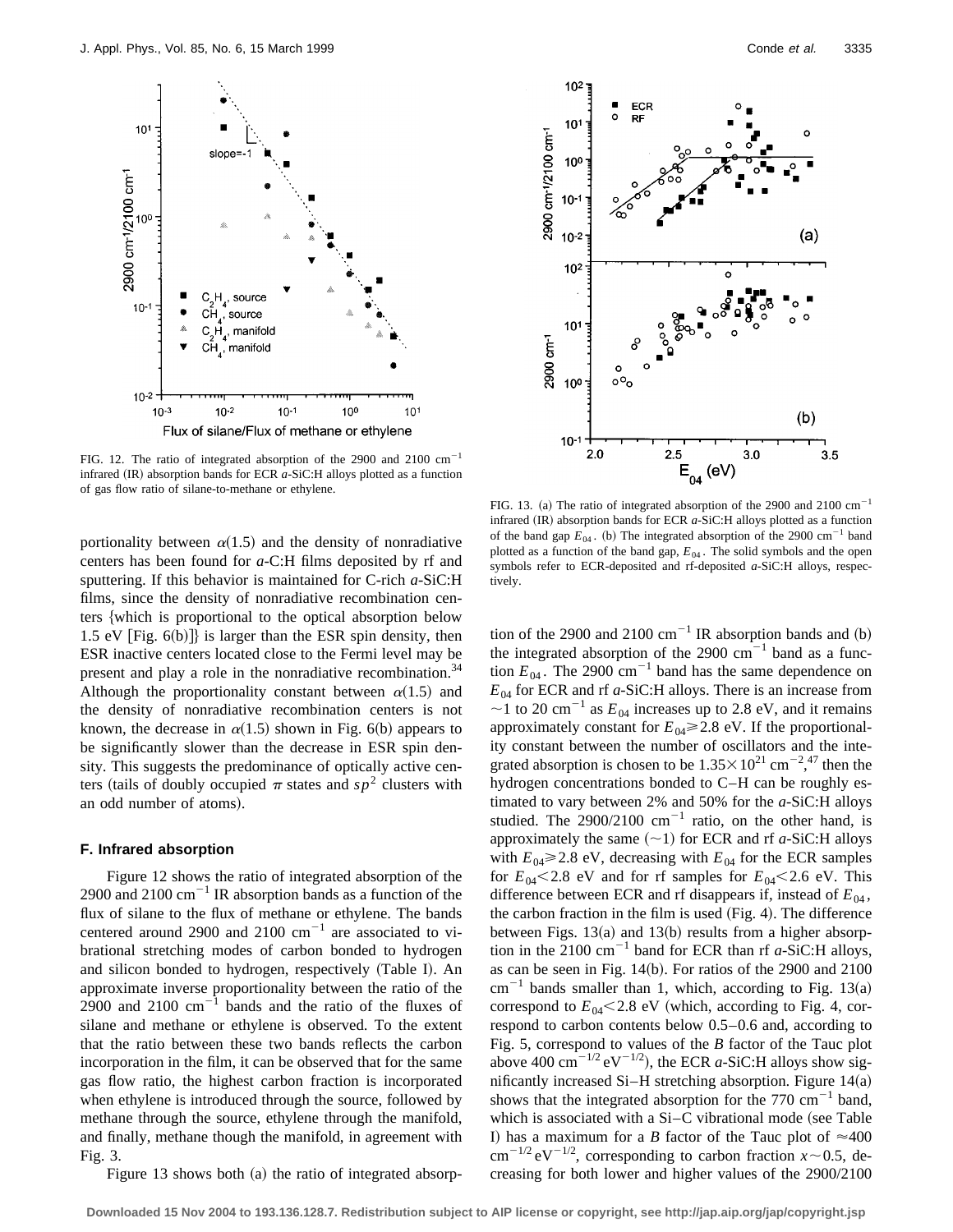FIG. 12. The ratio of integrated absorption of the 2900 and 2100 $cm^{-1}$ infrared (IR) absorption bands for ECR *a*-SiC:H alloys plotted as a function of gas flow ratio of silane-to-methane or ethylene.

FIG. 13. (a) The ratio of integrated absorption of the 2900 and 2100 $cm^{-1}$ infrared (IR) absorption bands for ECR *a*-SiC:H alloys plotted as a function of the band gap $E_{04}$. (b) The integrated absorption of the 2900 $cm^{-1}$ band plotted as a function of the band gap, $E_{04}$. The solid symbols and the open symbols refer to ECR-deposited and rf-deposited *a*-SiC:H alloys, respectively.

portionality between $\alpha(1.5)$ and the density of nonradiative centers has been found for *a*-C:H films deposited by rf and sputtering. If this behavior is maintained for C-rich *a*-SiC:H films, since the density of nonradiative recombination centers {which is proportional to the optical absorption below 1.5 eV [Fig. 6(b)]} is larger than the ESR spin density, then ESR inactive centers located close to the Fermi level may be present and play a role in the nonradiative recombination.[34] Although the proportionality constant between $\alpha(1.5)$ and the density of nonradiative recombination centers is not known, the decrease in $\alpha(1.5)$ shown in Fig. 6(b) appears to be significantly slower than the decrease in ESR spin density. This suggests the predominance of optically active centers (tails of doubly occupied $\pi$ states and $sp^2$ clusters with an odd number of atoms).

### F. Infrared absorption

Figure 12 shows the ratio of integrated absorption of the 2900 and 2100 $cm^{-1}$ IR absorption bands as a function of the flux of silane to the flux of methane or ethylene. The bands centered around 2900 and 2100 $cm^{-1}$ are associated to vibrational stretching modes of carbon bonded to hydrogen and silicon bonded to hydrogen, respectively (Table I). An approximate inverse proportionality between the ratio of the 2900 and 2100 $cm^{-1}$ bands and the ratio of the fluxes of silane and methane or ethylene is observed. To the extent that the ratio between these two bands reflects the carbon incorporation in the film, it can be observed that for the same gas flow ratio, the highest carbon fraction is incorporated when ethylene is introduced through the source, followed by methane through the source, ethylene through the manifold, and finally, methane though the manifold, in agreement with Fig. 3.

Figure 13 shows both (a) the ratio of integrated absorption of the 2900 and 2100 $cm^{-1}$ IR absorption bands and (b) the integrated absorption of the 2900 $cm^{-1}$ band as a function $E_{04}$. The 2900 $cm^{-1}$ band has the same dependence on $E_{04}$ for ECR and rf *a*-SiC:H alloys. There is an increase from ~1 to 20 $cm^{-1}$ as $E_{04}$ increases up to 2.8 eV, and it remains approximately constant for $E_{04} \geqslant 2.8$ eV. If the proportionality constant between the number of oscillators and the integrated absorption is chosen to be $1.35\times10^{21}$ $cm^{-2}$,[47] then the hydrogen concentrations bonded to C–H can be roughly estimated to vary between 2% and 50% for the *a*-SiC:H alloys studied. The 2900/2100 $cm^{-1}$ ratio, on the other hand, is approximately the same (~1) for ECR and rf *a*-SiC:H alloys with $E_{04} \geqslant 2.8$ eV, decreasing with $E_{04}$ for the ECR samples for $E_{04} < 2.8$ eV and for rf samples for $E_{04} < 2.6$ eV. This difference between ECR and rf disappears if, instead of $E_{04}$, the carbon fraction in the film is used (Fig. 4). The difference between Figs. 13(a) and 13(b) results from a higher absorption in the 2100 $cm^{-1}$ band for ECR than rf *a*-SiC:H alloys, as can be seen in Fig. 14(b). For ratios of the 2900 and 2100 $cm^{-1}$ bands smaller than 1, which, according to Fig. 13(a) correspond to $E_{04} < 2.8$ eV (which, according to Fig. 4, correspond to carbon contents below 0.5–0.6 and, according to Fig. 5, correspond to values of the *B* factor of the Tauc plot above 400 $cm^{-1/2}\,eV^{-1/2}$), the ECR *a*-SiC:H alloys show significantly increased Si–H stretching absorption. Figure 14(a) shows that the integrated absorption for the 770 $cm^{-1}$ band, which is associated with a Si–C vibrational mode (see Table I) has a maximum for a *B* factor of the Tauc plot of ≈400 $cm^{-1/2}\,eV^{-1/2}$, corresponding to carbon fraction $x \sim 0.5$, decreasing for both lower and higher values of the 2900/2100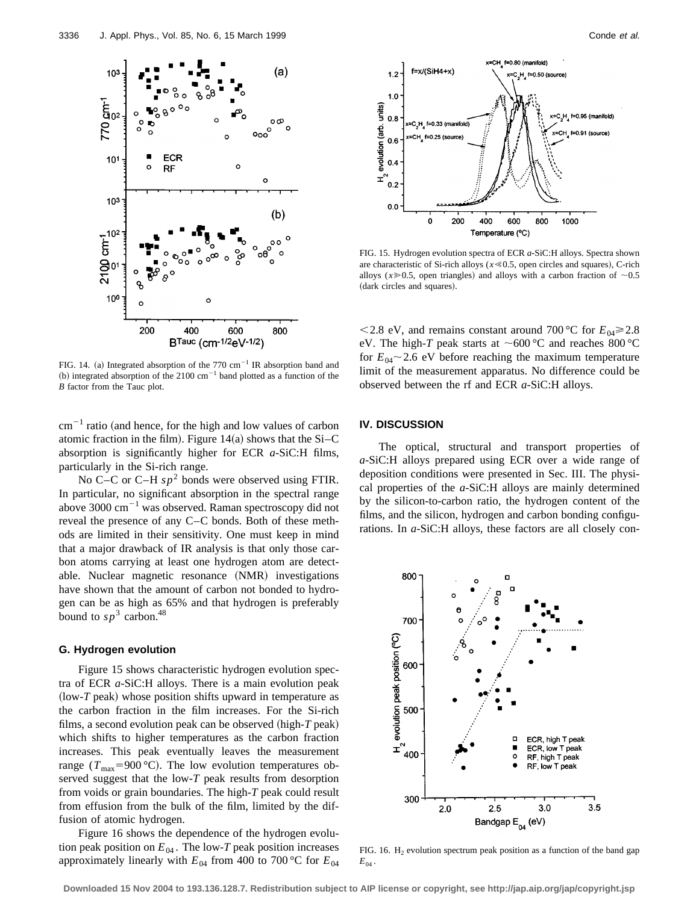FIG. 14. (a) Integrated absorption of the 770 $cm^{-1}$ IR absorption band and (b) integrated absorption of the 2100 $cm^{-1}$ band plotted as a function of the $B$ factor from the Tauc plot.

FIG. 15. Hydrogen evolution spectra of ECR *a*-SiC:H alloys. Spectra shown are characteristic of Si-rich alloys ($x \leqslant 0.5$, open circles and squares), C-rich alloys ($x \geqslant 0.5$, open triangles) and alloys with a carbon fraction of $\sim 0.5$ (dark circles and squares).

$cm^{-1}$ ratio (and hence, for the high and low values of carbon atomic fraction in the film). Figure 14(a) shows that the Si–C absorption is significantly higher for ECR *a*-SiC:H films, particularly in the Si-rich range.

No C–C or C–H $sp^2$ bonds were observed using FTIR. In particular, no significant absorption in the spectral range above 3000 $cm^{-1}$ was observed. Raman spectroscopy did not reveal the presence of any C–C bonds. Both of these methods are limited in their sensitivity. One must keep in mind that a major drawback of IR analysis is that only those carbon atoms carrying at least one hydrogen atom are detectable. Nuclear magnetic resonance (NMR) investigations have shown that the amount of carbon not bonded to hydrogen can be as high as 65% and that hydrogen is preferably bound to $sp^3$ carbon.[48]

### G. Hydrogen evolution

Figure 15 shows characteristic hydrogen evolution spectra of ECR *a*-SiC:H alloys. There is a main evolution peak (low-$T$ peak) whose position shifts upward in temperature as the carbon fraction in the film increases. For the Si-rich films, a second evolution peak can be observed (high-$T$ peak) which shifts to higher temperatures as the carbon fraction increases. This peak eventually leaves the measurement range ($T_{max}=900\,°C$). The low evolution temperatures observed suggest that the low-$T$ peak results from desorption from voids or grain boundaries. The high-$T$ peak could result from effusion from the bulk of the film, limited by the diffusion of atomic hydrogen.

Figure 16 shows the dependence of the hydrogen evolution peak position on $E_{04}$. The low-$T$ peak position increases approximately linearly with $E_{04}$ from 400 to 700 °C for $E_{04} < 2.8$ eV, and remains constant around 700 °C for $E_{04} \geqslant 2.8$ eV. The high-$T$ peak starts at $\sim 600$ °C and reaches 800 °C for $E_{04} \sim 2.6$ eV before reaching the maximum temperature limit of the measurement apparatus. No difference could be observed between the rf and ECR *a*-SiC:H alloys.

## IV. DISCUSSION

The optical, structural and transport properties of *a*-SiC:H alloys prepared using ECR over a wide range of deposition conditions were presented in Sec. III. The physical properties of the *a*-SiC:H alloys are mainly determined by the silicon-to-carbon ratio, the hydrogen content of the films, and the silicon, hydrogen and carbon bonding configurations. In *a*-SiC:H alloys, these factors are all closely con-

FIG. 16. $H_2$ evolution spectrum peak position as a function of the band gap $E_{04}$.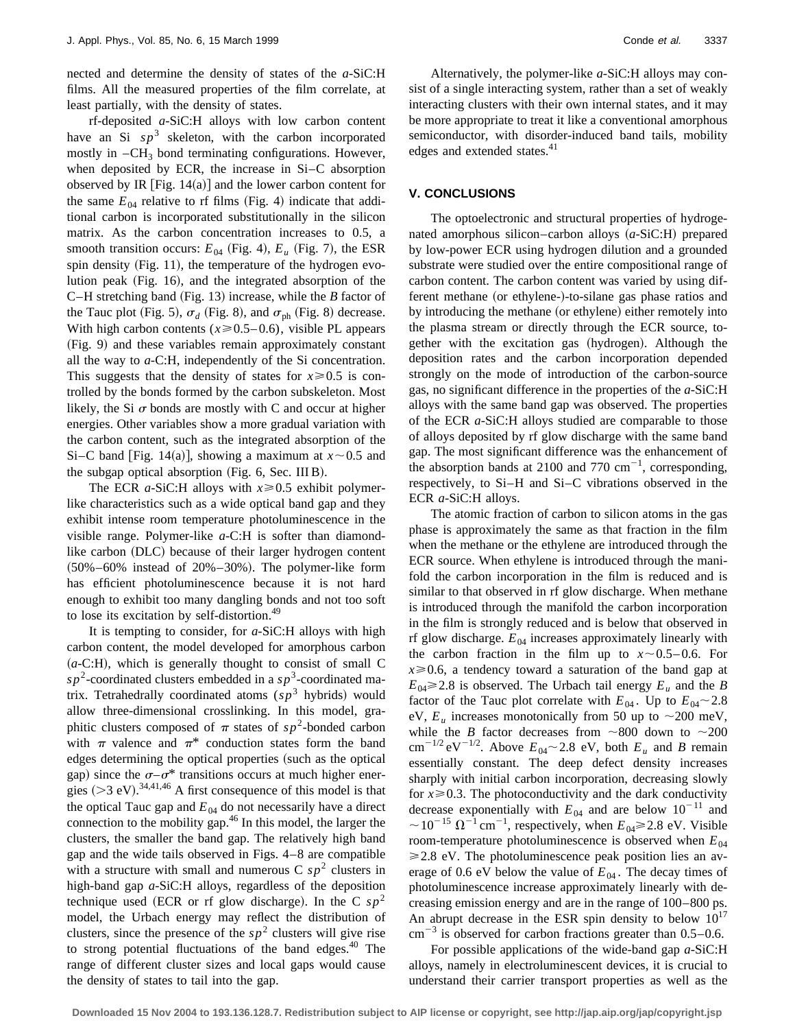nected and determine the density of states of the *a*-SiC:H films. All the measured properties of the film correlate, at least partially, with the density of states.

rf-deposited *a*-SiC:H alloys with low carbon content have an Si $sp^3$ skeleton, with the carbon incorporated mostly in $-CH_3$ bond terminating configurations. However, when deposited by ECR, the increase in Si–C absorption observed by IR [Fig. 14(a)] and the lower carbon content for the same $E_{04}$ relative to rf films (Fig. 4) indicate that additional carbon is incorporated substitutionally in the silicon matrix. As the carbon concentration increases to 0.5, a smooth transition occurs: $E_{04}$ (Fig. 4), $E_u$ (Fig. 7), the ESR spin density (Fig. 11), the temperature of the hydrogen evolution peak (Fig. 16), and the integrated absorption of the C–H stretching band (Fig. 13) increase, while the *B* factor of the Tauc plot (Fig. 5), $\sigma_d$ (Fig. 8), and $\sigma_{ph}$ (Fig. 8) decrease. With high carbon contents ($x \geq 0.5-0.6$), visible PL appears (Fig. 9) and these variables remain approximately constant all the way to *a*-C:H, independently of the Si concentration. This suggests that the density of states for $x \geq 0.5$ is controlled by the bonds formed by the carbon subskeleton. Most likely, the Si $\sigma$ bonds are mostly with C and occur at higher energies. Other variables show a more gradual variation with the carbon content, such as the integrated absorption of the Si–C band [Fig. 14(a)], showing a maximum at $x \sim 0.5$ and the subgap optical absorption (Fig. 6, Sec. III B).

The ECR *a*-SiC:H alloys with $x \geq 0.5$ exhibit polymer-like characteristics such as a wide optical band gap and they exhibit intense room temperature photoluminescence in the visible range. Polymer-like *a*-C:H is softer than diamond-like carbon (DLC) because of their larger hydrogen content (50%–60% instead of 20%–30%). The polymer-like form has efficient photoluminescence because it is not hard enough to exhibit too many dangling bonds and not too soft to lose its excitation by self-distortion.[49]

It is tempting to consider, for *a*-SiC:H alloys with high carbon content, the model developed for amorphous carbon (*a*-C:H), which is generally thought to consist of small C $sp^2$-coordinated clusters embedded in a $sp^3$-coordinated matrix. Tetrahedrally coordinated atoms ($sp^3$ hybrids) would allow three-dimensional crosslinking. In this model, graphitic clusters composed of $\pi$ states of $sp^2$-bonded carbon with $\pi$ valence and $\pi^*$ conduction states form the band edges determining the optical properties (such as the optical gap) since the $\sigma$–$\sigma^*$ transitions occurs at much higher energies (>3 eV).[34,41,46] A first consequence of this model is that the optical Tauc gap and $E_{04}$ do not necessarily have a direct connection to the mobility gap.[46] In this model, the larger the clusters, the smaller the band gap. The relatively high band gap and the wide tails observed in Figs. 4–8 are compatible with a structure with small and numerous C $sp^2$ clusters in high-band gap *a*-SiC:H alloys, regardless of the deposition technique used (ECR or rf glow discharge). In the C $sp^2$ model, the Urbach energy may reflect the distribution of clusters, since the presence of the $sp^2$ clusters will give rise to strong potential fluctuations of the band edges.[40] The range of different cluster sizes and local gaps would cause the density of states to tail into the gap.

Alternatively, the polymer-like *a*-SiC:H alloys may consist of a single interacting system, rather than a set of weakly interacting clusters with their own internal states, and it may be more appropriate to treat it like a conventional amorphous semiconductor, with disorder-induced band tails, mobility edges and extended states.[41]

## V. CONCLUSIONS

The optoelectronic and structural properties of hydrogenated amorphous silicon–carbon alloys (*a*-SiC:H) prepared by low-power ECR using hydrogen dilution and a grounded substrate were studied over the entire compositional range of carbon content. The carbon content was varied by using different methane (or ethylene-)-to-silane gas phase ratios and by introducing the methane (or ethylene) either remotely into the plasma stream or directly through the ECR source, together with the excitation gas (hydrogen). Although the deposition rates and the carbon incorporation depended strongly on the mode of introduction of the carbon-source gas, no significant difference in the properties of the *a*-SiC:H alloys with the same band gap was observed. The properties of the ECR *a*-SiC:H alloys studied are comparable to those of alloys deposited by rf glow discharge with the same band gap. The most significant difference was the enhancement of the absorption bands at 2100 and 770 $\mathrm{cm^{-1}}$, corresponding, respectively, to Si–H and Si–C vibrations observed in the ECR *a*-SiC:H alloys.

The atomic fraction of carbon to silicon atoms in the gas phase is approximately the same as that fraction in the film when the methane or the ethylene are introduced through the ECR source. When ethylene is introduced through the manifold the carbon incorporation in the film is reduced and is similar to that observed in rf glow discharge. When methane is introduced through the manifold the carbon incorporation in the film is strongly reduced and is below that observed in rf glow discharge. $E_{04}$ increases approximately linearly with the carbon fraction in the film up to $x \sim 0.5-0.6$. For $x \geq 0.6$, a tendency toward a saturation of the band gap at $E_{04} \geq 2.8$ is observed. The Urbach tail energy $E_u$ and the *B* factor of the Tauc plot correlate with $E_{04}$. Up to $E_{04} \sim 2.8$ eV, $E_u$ increases monotonically from 50 up to ~200 meV, while the *B* factor decreases from ~800 down to ~200 $\mathrm{cm^{-1/2}\,eV^{-1/2}}$. Above $E_{04} \sim 2.8$ eV, both $E_u$ and *B* remain essentially constant. The deep defect density increases sharply with initial carbon incorporation, decreasing slowly for $x \geq 0.3$. The photoconductivity and the dark conductivity decrease exponentially with $E_{04}$ and are below $10^{-11}$ and $\sim 10^{-15}\ \Omega^{-1}\,\mathrm{cm^{-1}}$, respectively, when $E_{04} \geq 2.8$ eV. Visible room-temperature photoluminescence is observed when $E_{04} \geq 2.8$ eV. The photoluminescence peak position lies an average of 0.6 eV below the value of $E_{04}$. The decay times of photoluminescence increase approximately linearly with decreasing emission energy and are in the range of 100–800 ps. An abrupt decrease in the ESR spin density to below $10^{17}$ $\mathrm{cm^{-3}}$ is observed for carbon fractions greater than 0.5–0.6.

For possible applications of the wide-band gap *a*-SiC:H alloys, namely in electroluminescent devices, it is crucial to understand their carrier transport properties as well as the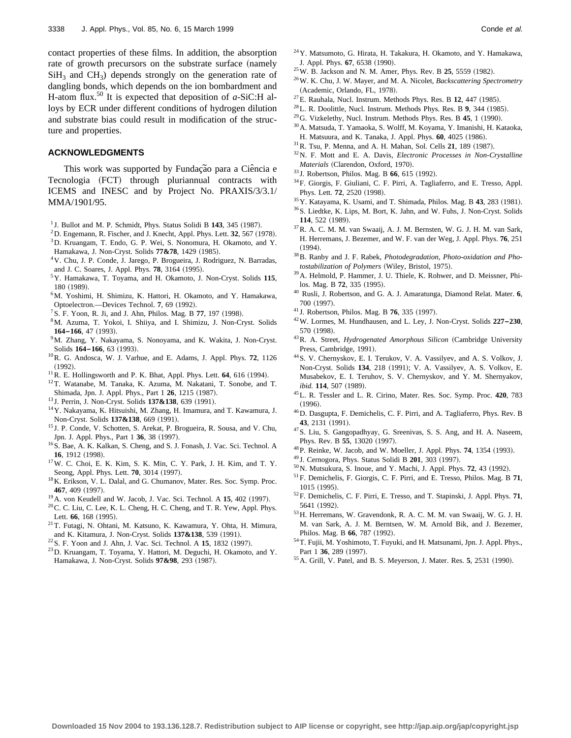contact properties of these films. In addition, the absorption rate of growth precursors on the substrate surface (namely $SiH_3$ and $CH_3$) depends strongly on the generation rate of dangling bonds, which depends on the ion bombardment and H-atom flux.[50] It is expected that deposition of *a*-SiC:H alloys by ECR under different conditions of hydrogen dilution and substrate bias could result in modification of the structure and properties.

## ACKNOWLEDGMENTS

This work was supported by Fundação para a Ciência e Tecnologia (FCT) through pluriannual contracts with ICEMS and INESC and by Project No. PRAXIS/3/3.1/MMA/1901/95.

[1] J. Bullot and M. P. Schmidt, Phys. Status Solidi B **143**, 345 (1987).
[2] D. Engemann, R. Fischer, and J. Knecht, Appl. Phys. Lett. **32**, 567 (1978).
[3] D. Kruangam, T. Endo, G. P. Wei, S. Nonomura, H. Okamoto, and Y. Hamakawa, J. Non-Cryst. Solids **77&78**, 1429 (1985).
[4] V. Chu, J. P. Conde, J. Jarego, P. Brogueira, J. Rodriguez, N. Barradas, and J. C. Soares, J. Appl. Phys. **78**, 3164 (1995).
[5] Y. Hamakawa, T. Toyama, and H. Okamoto, J. Non-Cryst. Solids **115**, 180 (1989).
[6] M. Yoshimi, H. Shimizu, K. Hattori, H. Okamoto, and Y. Hamakawa, Optoelectron.—Devices Technol. **7**, 69 (1992).
[7] S. F. Yoon, R. Ji, and J. Ahn, Philos. Mag. B **77**, 197 (1998).
[8] M. Azuma, T. Yokoi, I. Shiiya, and I. Shimizu, J. Non-Cryst. Solids **164–166**, 47 (1993).
[9] M. Zhang, Y. Nakayama, S. Nonoyama, and K. Wakita, J. Non-Cryst. Solids **164–166**, 63 (1993).
[10] R. G. Andosca, W. J. Varhue, and E. Adams, J. Appl. Phys. **72**, 1126 (1992).
[11] R. E. Hollingsworth and P. K. Bhat, Appl. Phys. Lett. **64**, 616 (1994).
[12] T. Watanabe, M. Tanaka, K. Azuma, M. Nakatani, T. Sonobe, and T. Shimada, Jpn. J. Appl. Phys., Part 1 **26**, 1215 (1987).
[13] J. Perrin, J. Non-Cryst. Solids **137&138**, 639 (1991).
[14] Y. Nakayama, K. Hitsuishi, M. Zhang, H. Imamura, and T. Kawamura, J. Non-Cryst. Solids **137&138**, 669 (1991).
[15] J. P. Conde, V. Schotten, S. Arekat, P. Brogueira, R. Sousa, and V. Chu, Jpn. J. Appl. Phys., Part 1 **36**, 38 (1997).
[16] S. Bae, A. K. Kalkan, S. Cheng, and S. J. Fonash, J. Vac. Sci. Technol. A **16**, 1912 (1998).
[17] W. C. Choi, E. K. Kim, S. K. Min, C. Y. Park, J. H. Kim, and T. Y. Seong, Appl. Phys. Lett. **70**, 3014 (1997).
[18] K. Erikson, V. L. Dalal, and G. Chumanov, Mater. Res. Soc. Symp. Proc. **467**, 409 (1997).
[19] A. von Keudell and W. Jacob, J. Vac. Sci. Technol. A **15**, 402 (1997).
[20] C. C. Liu, C. Lee, K. L. Cheng, H. C. Cheng, and T. R. Yew, Appl. Phys. Lett. **66**, 168 (1995).
[21] T. Futagi, N. Ohtani, M. Katsuno, K. Kawamura, Y. Ohta, H. Mimura, and K. Kitamura, J. Non-Cryst. Solids **137&138**, 539 (1991).
[22] S. F. Yoon and J. Ahn, J. Vac. Sci. Technol. A **15**, 1832 (1997).
[23] D. Kruangam, T. Toyama, Y. Hattori, M. Deguchi, H. Okamoto, and Y. Hamakawa, J. Non-Cryst. Solids **97&98**, 293 (1987).
[24] Y. Matsumoto, G. Hirata, H. Takakura, H. Okamoto, and Y. Hamakawa, J. Appl. Phys. **67**, 6538 (1990).
[25] W. B. Jackson and N. M. Amer, Phys. Rev. B **25**, 5559 (1982).
[26] W. K. Chu, J. W. Mayer, and M. A. Nicolet, *Backscattering Spectrometry* (Academic, Orlando, FL, 1978).
[27] E. Rauhala, Nucl. Instrum. Methods Phys. Res. B **12**, 447 (1985).
[28] L. R. Doolittle, Nucl. Instrum. Methods Phys. Res. B **9**, 344 (1985).
[29] G. Vizkelethy, Nucl. Instrum. Methods Phys. Res. B **45**, 1 (1990).
[30] A. Matsuda, T. Yamaoka, S. Wolff, M. Koyama, Y. Imanishi, H. Kataoka, H. Matsuura, and K. Tanaka, J. Appl. Phys. **60**, 4025 (1986).
[31] R. Tsu, P. Menna, and A. H. Mahan, Sol. Cells **21**, 189 (1987).
[32] N. F. Mott and E. A. Davis, *Electronic Processes in Non-Crystalline Materials* (Clarendon, Oxford, 1970).
[33] J. Robertson, Philos. Mag. B **66**, 615 (1992).
[34] F. Giorgis, F. Giuliani, C. F. Pirri, A. Tagliaferro, and E. Tresso, Appl. Phys. Lett. **72**, 2520 (1998).
[35] Y. Katayama, K. Usami, and T. Shimada, Philos. Mag. B **43**, 283 (1981).
[36] S. Liedtke, K. Lips, M. Bort, K. Jahn, and W. Fuhs, J. Non-Cryst. Solids **114**, 522 (1989).
[37] R. A. C. M. M. van Swaaij, A. J. M. Bernsten, W. G. J. H. M. van Sark, H. Herremans, J. Bezemer, and W. F. van der Weg, J. Appl. Phys. **76**, 251 (1994).
[38] B. Ranby and J. F. Rabek, *Photodegradation, Photo-oxidation and Photostabilization of Polymers* (Wiley, Bristol, 1975).
[39] A. Helmold, P. Hammer, J. U. Thiele, K. Rohwer, and D. Meissner, Philos. Mag. B **72**, 335 (1995).
[40] Rusli, J. Robertson, and G. A. J. Amaratunga, Diamond Relat. Mater. **6**, 700 (1997).
[41] J. Robertson, Philos. Mag. B **76**, 335 (1997).
[42] W. Lormes, M. Hundhausen, and L. Ley, J. Non-Cryst. Solids **227–230**, 570 (1998).
[43] R. A. Street, *Hydrogenated Amorphous Silicon* (Cambridge University Press, Cambridge, 1991).
[44] S. V. Chernyskov, E. I. Terukov, V. A. Vassilyev, and A. S. Volkov, J. Non-Cryst. Solids **134**, 218 (1991); V. A. Vassilyev, A. S. Volkov, E. Musabekov, E. I. Teruhov, S. V. Chernyskov, and Y. M. Shernyakov, *ibid.* **114**, 507 (1989).
[45] L. R. Tessler and L. R. Cirino, Mater. Res. Soc. Symp. Proc. **420**, 783 (1996).
[46] D. Dasgupta, F. Demichelis, C. F. Pirri, and A. Tagliaferro, Phys. Rev. B **43**, 2131 (1991).
[47] S. Liu, S. Gangopadhyay, G. Sreenivas, S. S. Ang, and H. A. Naseem, Phys. Rev. B **55**, 13020 (1997).
[48] P. Reinke, W. Jacob, and W. Moeller, J. Appl. Phys. **74**, 1354 (1993).
[49] J. Cernogora, Phys. Status Solidi B **201**, 303 (1997).
[50] N. Mutsukura, S. Inoue, and Y. Machi, J. Appl. Phys. **72**, 43 (1992).
[51] F. Demichelis, F. Giorgis, C. F. Pirri, and E. Tresso, Philos. Mag. B **71**, 1015 (1995).
[52] F. Demichelis, C. F. Pirri, E. Tresso, and T. Stapinski, J. Appl. Phys. **71**, 5641 (1992).
[53] H. Herremans, W. Gravendonk, R. A. C. M. M. van Swaaij, W. G. J. H. M. van Sark, A. J. M. Berntsen, W. M. Arnold Bik, and J. Bezemer, Philos. Mag. B **66**, 787 (1992).
[54] T. Fujii, M. Yoshimoto, T. Fuyuki, and H. Matsunami, Jpn. J. Appl. Phys., Part 1 **36**, 289 (1997).
[55] A. Grill, V. Patel, and B. S. Meyerson, J. Mater. Res. **5**, 2531 (1990).